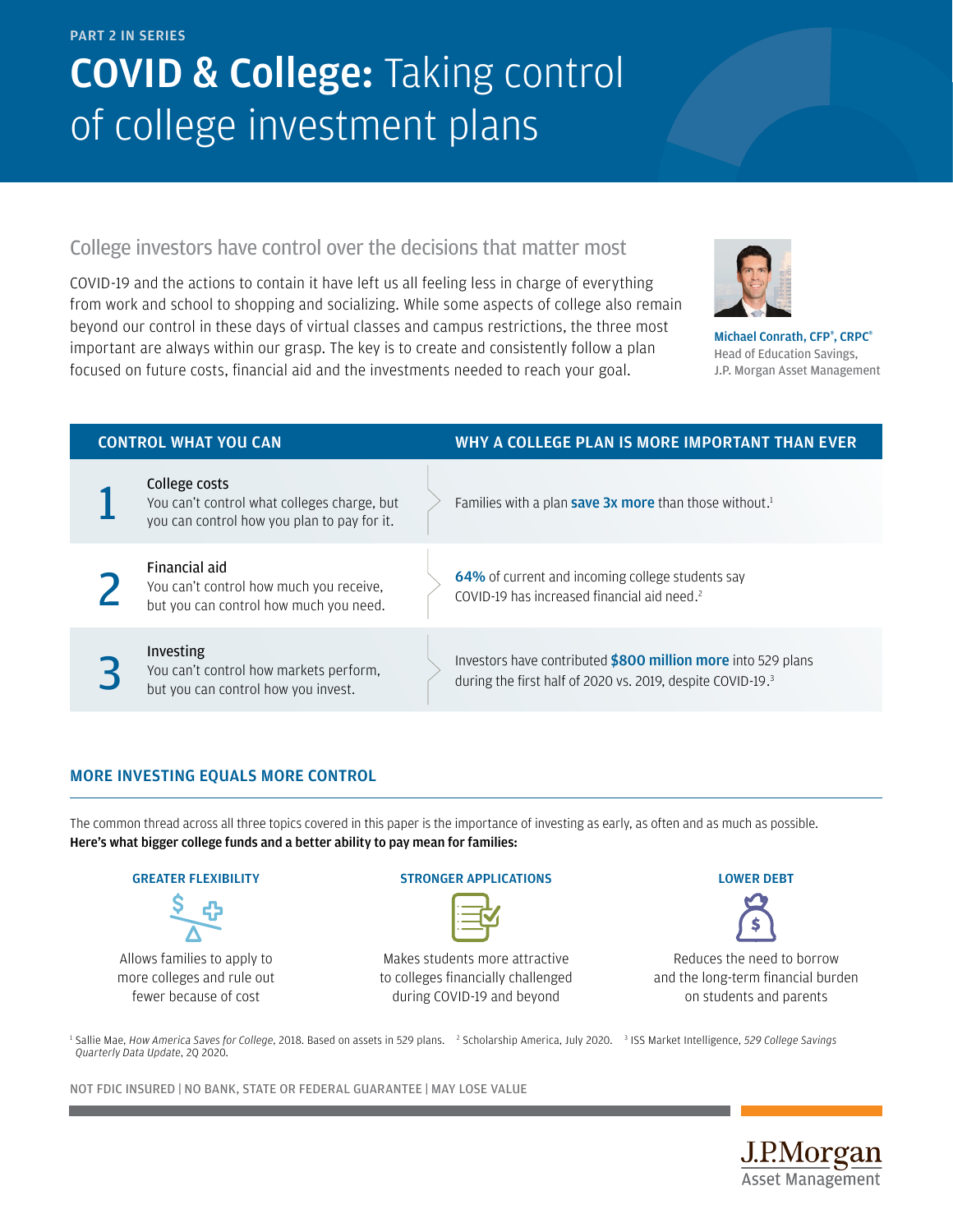PART 2 IN SERIES

# **COVID & College:** Taking control of college investment plans

## College investors have control over the decisions that matter most

COVID-19 and the actions to contain it have left us all feeling less in charge of everything from work and school to shopping and socializing. While some aspects of college also remain beyond our control in these days of virtual classes and campus restrictions, the three most important are always within our grasp. The key is to create and consistently follow a plan focused on future costs, financial aid and the investments needed to reach your goal.

**Michael Conrath, CFP®, CRPC®**
Head of Education Savings,
J.P. Morgan Asset Management

| CONTROL WHAT YOU CAN | | WHY A COLLEGE PLAN IS MORE IMPORTANT THAN EVER |
|---|---|---|
| 1 | **College costs** You can't control what colleges charge, but you can control how you plan to pay for it. | Families with a plan **save 3x more** than those without.[1] |
| 2 | **Financial aid** You can't control how much you receive, but you can control how much you need. | **64%** of current and incoming college students say COVID-19 has increased financial aid need.[2] |
| 3 | **Investing** You can't control how markets perform, but you can control how you invest. | Investors have contributed **$800 million more** into 529 plans during the first half of 2020 vs. 2019, despite COVID-19.[3] |

## MORE INVESTING EQUALS MORE CONTROL

The common thread across all three topics covered in this paper is the importance of investing as early, as often and as much as possible. **Here's what bigger college funds and a better ability to pay mean for families:**

**GREATER FLEXIBILITY**
Allows families to apply to more colleges and rule out fewer because of cost

**STRONGER APPLICATIONS**
Makes students more attractive to colleges financially challenged during COVID-19 and beyond

**LOWER DEBT**
Reduces the need to borrow and the long-term financial burden on students and parents

[1] Sallie Mae, *How America Saves for College*, 2018. Based on assets in 529 plans. [2] Scholarship America, July 2020. [3] ISS Market Intelligence, *529 College Savings Quarterly Data Update*, 2Q 2020.

NOT FDIC INSURED | NO BANK, STATE OR FEDERAL GUARANTEE | MAY LOSE VALUE

J.P.Morgan Asset Management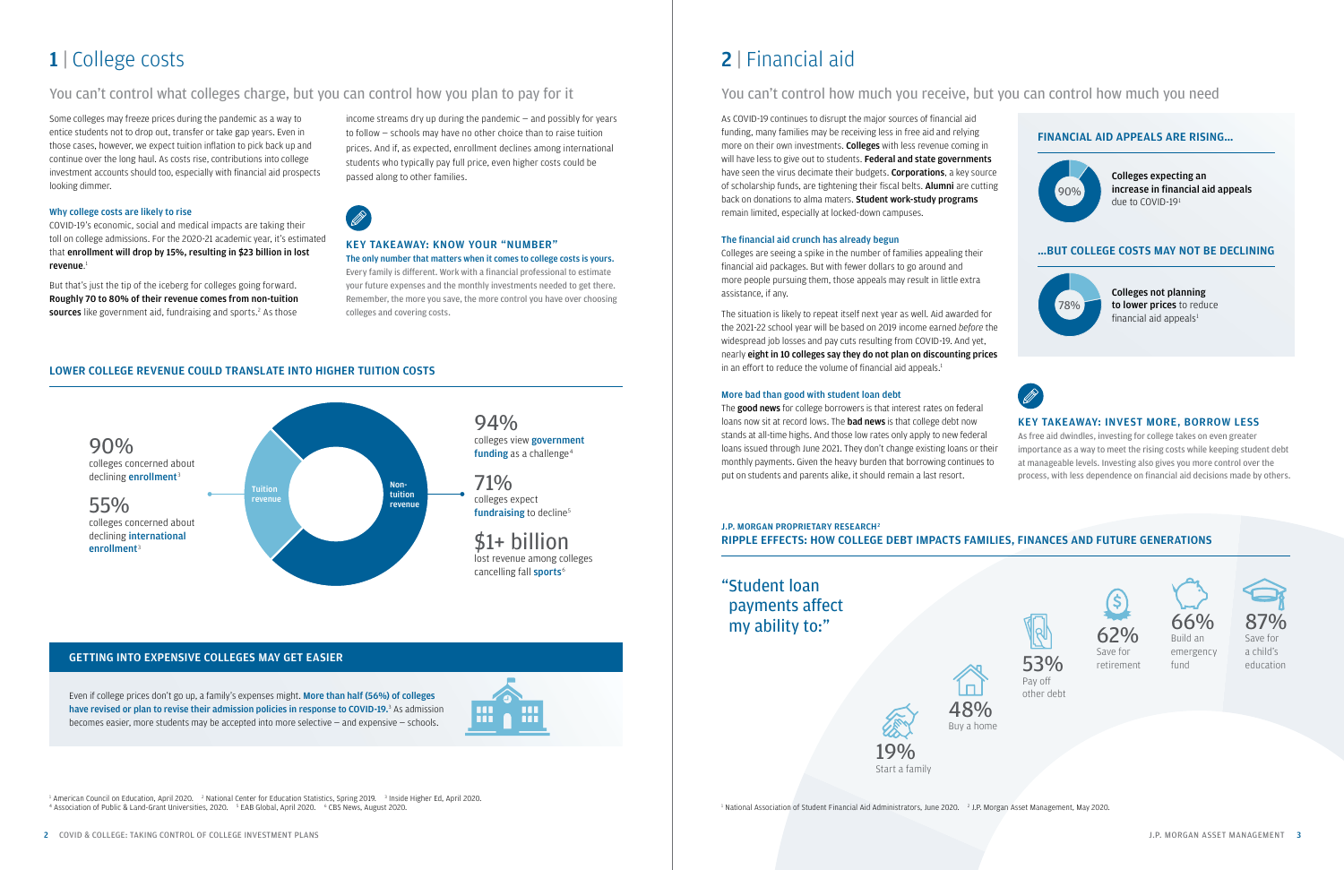# 1 | College costs

## You can't control what colleges charge, but you can control how you plan to pay for it

Some colleges may freeze prices during the pandemic as a way to entice students not to drop out, transfer or take gap years. Even in those cases, however, we expect tuition inflation to pick back up and continue over the long haul. As costs rise, contributions into college investment accounts should too, especially with financial aid prospects looking dimmer.

### Why college costs are likely to rise

COVID-19's economic, social and medical impacts are taking their toll on college admissions. For the 2020-21 academic year, it's estimated that **enrollment will drop by 15%, resulting in $23 billion in lost revenue.**[1]

But that's just the tip of the iceberg for colleges going forward. **Roughly 70 to 80% of their revenue comes from non-tuition sources** like government aid, fundraising and sports.[2] As those income streams dry up during the pandemic – and possibly for years to follow – schools may have no other choice than to raise tuition prices. And if, as expected, enrollment declines among international students who typically pay full price, even higher costs could be passed along to other families.

### KEY TAKEAWAY: KNOW YOUR "NUMBER"

**The only number that matters when it comes to college costs is yours.** Every family is different. Work with a financial professional to estimate your future expenses and the monthly investments needed to get there. Remember, the more you save, the more control you have over choosing colleges and covering costs.

### LOWER COLLEGE REVENUE COULD TRANSLATE INTO HIGHER TUITION COSTS

Tuition revenue:

- **90%** colleges concerned about declining **enrollment**[3]
- **55%** colleges concerned about declining **international enrollment**[3]

Non-tuition revenue:

- **94%** colleges view **government funding** as a challenge[4]
- **71%** colleges expect **fundraising** to decline[5]
- **$1+ billion** lost revenue among colleges cancelling fall **sports**[6]

### GETTING INTO EXPENSIVE COLLEGES MAY GET EASIER

Even if college prices don't go up, a family's expenses might. **More than half (56%) of colleges have revised or plan to revise their admission policies in response to COVID-19.**[3] As admission becomes easier, more students may be accepted into more selective – and expensive – schools.

[1] American Council on Education, April 2020. [2] National Center for Education Statistics, Spring 2019. [3] Inside Higher Ed, April 2020. [4] Association of Public & Land-Grant Universities, 2020. [5] EAB Global, April 2020. [6] CBS News, August 2020.

# 2 | Financial aid

## You can't control how much you receive, but you can control how much you need

As COVID-19 continues to disrupt the major sources of financial aid funding, many families may be receiving less in free aid and relying more on their own investments. **Colleges** with less revenue coming in will have less to give out to students. **Federal and state governments** have seen the virus decimate their budgets. **Corporations**, a key source of scholarship funds, are tightening their fiscal belts. **Alumni** are cutting back on donations to alma maters. **Student work-study programs** remain limited, especially at locked-down campuses.

### The financial aid crunch has already begun

Colleges are seeing a spike in the number of families appealing their financial aid packages. But with fewer dollars to go around and more people pursuing them, those appeals may result in little extra assistance, if any.

The situation is likely to repeat itself next year as well. Aid awarded for the 2021-22 school year will be based on 2019 income earned *before* the widespread job losses and pay cuts resulting from COVID-19. And yet, nearly **eight in 10 colleges say they do not plan on discounting prices** in an effort to reduce the volume of financial aid appeals.[1]

### More bad than good with student loan debt

The **good news** for college borrowers is that interest rates on federal loans now sit at record lows. The **bad news** is that college debt now stands at all-time highs. And those low rates only apply to new federal loans issued through June 2021. They don't change existing loans or their monthly payments. Given the heavy burden that borrowing continues to put on students and parents alike, it should remain a last resort.

### FINANCIAL AID APPEALS ARE RISING...

**90%** — **Colleges expecting an increase in financial aid appeals** due to COVID-19[1]

### ...BUT COLLEGE COSTS MAY NOT BE DECLINING

**78%** — **Colleges not planning to lower prices** to reduce financial aid appeals[1]

### KEY TAKEAWAY: INVEST MORE, BORROW LESS

As free aid dwindles, investing for college takes on even greater importance as a way to meet the rising costs while keeping student debt at manageable levels. Investing also gives you more control over the process, with less dependence on financial aid decisions made by others.

### J.P. MORGAN PROPRIETARY RESEARCH[2]

### RIPPLE EFFECTS: HOW COLLEGE DEBT IMPACTS FAMILIES, FINANCES AND FUTURE GENERATIONS

"Student loan payments affect my ability to:"

- **19%** Start a family
- **48%** Buy a home
- **53%** Pay off other debt
- **62%** Save for retirement
- **66%** Build an emergency fund
- **87%** Save for a child's education

[1] National Association of Student Financial Aid Administrators, June 2020. [2] J.P. Morgan Asset Management, May 2020.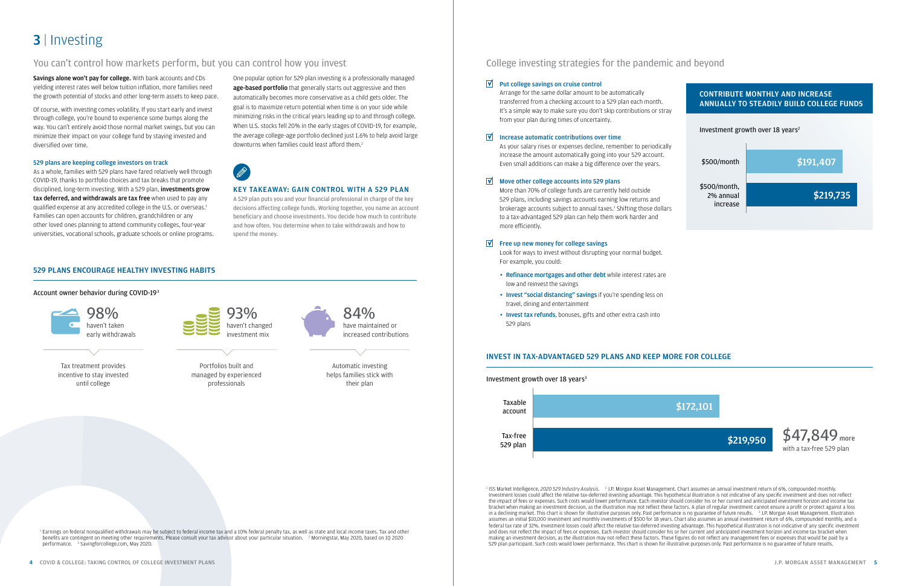# 3 | Investing

## You can't control how markets perform, but you can control how you invest

**Savings alone won't pay for college.** With bank accounts and CDs yielding interest rates well below tuition inflation, more families need the growth potential of stocks and other long-term assets to keep pace.

Of course, with investing comes volatility. If you start early and invest through college, you're bound to experience some bumps along the way. You can't entirely avoid those normal market swings, but you can minimize their impact on your college fund by staying invested and diversified over time.

### 529 plans are keeping college investors on track

As a whole, families with 529 plans have fared relatively well through COVID-19, thanks to portfolio choices and tax breaks that promote disciplined, long-term investing. With a 529 plan, **investments grow tax deferred, and withdrawals are tax free** when used to pay any qualified expense at any accredited college in the U.S. or overseas.[1] Families can open accounts for children, grandchildren or any other loved ones planning to attend community colleges, four-year universities, vocational schools, graduate schools or online programs.

One popular option for 529 plan investing is a professionally managed **age-based portfolio** that generally starts out aggressive and then automatically becomes more conservative as a child gets older. The goal is to maximize return potential when time is on your side while minimizing risks in the critical years leading up to and through college. When U.S. stocks fell 20% in the early stages of COVID-19, for example, the average college-age portfolio declined just 1.6% to help avoid large downturns when families could least afford them.[2]

### KEY TAKEAWAY: GAIN CONTROL WITH A 529 PLAN

A 529 plan puts you and your financial professional in charge of the key decisions affecting college funds. Working together, you name an account beneficiary and choose investments. You decide how much to contribute and how often. You determine when to take withdrawals and how to spend the money.

### 529 PLANS ENCOURAGE HEALTHY INVESTING HABITS

Account owner behavior during COVID-19[3]

**98%** haven't taken early withdrawals
Tax treatment provides incentive to stay invested until college

**93%** haven't changed investment mix
Portfolios built and managed by experienced professionals

**84%** have maintained or increased contributions
Automatic investing helps families stick with their plan

[1] Earnings on federal nonqualified withdrawals may be subject to federal income tax and a 10% federal penalty tax, as well as state and local income taxes. Tax and other benefits are contingent on meeting other requirements. Please consult your tax advisor about your particular situation. [2] Morningstar, May 2020, based on 1Q 2020 performance. [3] Savingforcollege.com, May 2020.

## College investing strategies for the pandemic and beyond

☑ **Put college savings on cruise control**
Arrange for the same dollar amount to be automatically transferred from a checking account to a 529 plan each month. It's a simple way to make sure you don't skip contributions or stray from your plan during times of uncertainty.

☑ **Increase automatic contributions over time**
As your salary rises or expenses decline, remember to periodically increase the amount automatically going into your 529 account. Even small additions can make a big difference over the years.

☑ **Move other college accounts into 529 plans**
More than 70% of college funds are currently held outside 529 plans, including savings accounts earning low returns and brokerage accounts subject to annual taxes.[1] Shifting those dollars to a tax-advantaged 529 plan can help them work harder and more efficiently.

☑ **Free up new money for college savings**
Look for ways to invest without disrupting your normal budget. For example, you could:

- **Refinance mortgages and other debt** while interest rates are low and reinvest the savings
- **Invest "social distancing" savings** if you're spending less on travel, dining and entertainment
- **Invest tax refunds**, bonuses, gifts and other extra cash into 529 plans

### CONTRIBUTE MONTHLY AND INCREASE ANNUALLY TO STEADILY BUILD COLLEGE FUNDS

Investment growth over 18 years[2]

| | |
|---|---|
| $500/month | $191,407 |
| $500/month, 2% annual increase | $219,735 |

### INVEST IN TAX-ADVANTAGED 529 PLANS AND KEEP MORE FOR COLLEGE

Investment growth over 18 years[3]

| | |
|---|---|
| Taxable account | $172,101 |
| Tax-free 529 plan | $219,950 |

**$47,849** more with a tax-free 529 plan

[1] ISS Market Intelligence, *2020 529 Industry Analysis*. [2] J.P. Morgan Asset Management. Chart assumes an annual investment return of 6%, compounded monthly. Investment losses could affect the relative tax-deferred investing advantage. This hypothetical illustration is not indicative of any specific investment and does not reflect the impact of fees or expenses. Such costs would lower performance. Each investor should consider his or her current and anticipated investment horizon and income tax bracket when making an investment decision, as the illustration may not reflect these factors. A plan of regular investment cannot ensure a profit or protect against a loss in a declining market. This chart is shown for illustrative purposes only. Past performance is no guarantee of future results. [3] J.P. Morgan Asset Management. Illustration assumes an initial $10,000 investment and monthly investments of $500 for 18 years. Chart also assumes an annual investment return of 6%, compounded monthly, and a federal tax rate of 32%. Investment losses could affect the relative tax-deferred investing advantage. This hypothetical illustration is not indicative of any specific investment and does not reflect the impact of fees or expenses. Each investor should consider his or her current and anticipated investment horizon and income tax bracket when making an investment decision, as the illustration may not reflect these factors. These figures do not reflect any management fees or expenses that would be paid by a 529 plan participant. Such costs would lower performance. This chart is shown for illustrative purposes only. Past performance is no guarantee of future results.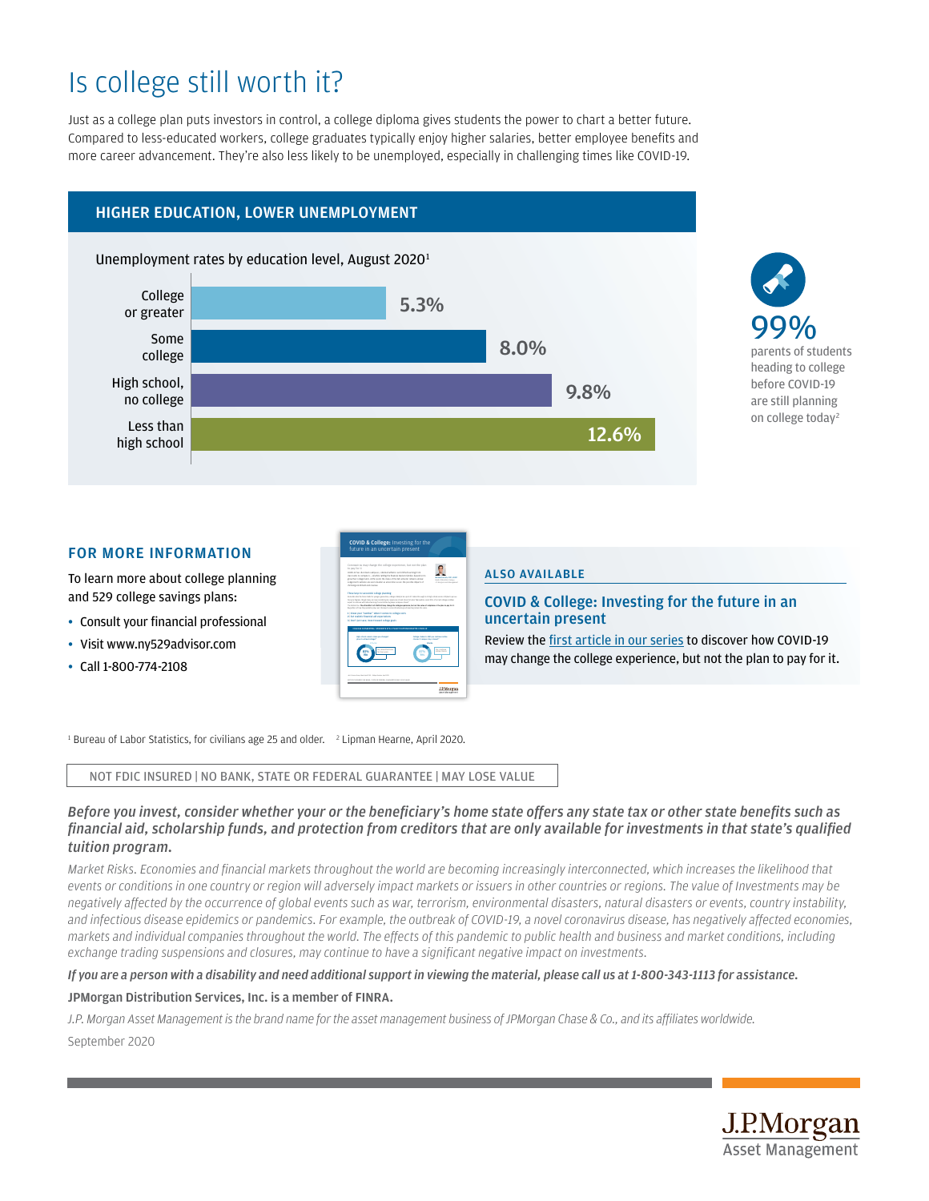# Is college still worth it?

Just as a college plan puts investors in control, a college diploma gives students the power to chart a better future. Compared to less-educated workers, college graduates typically enjoy higher salaries, better employee benefits and more career advancement. They're also less likely to be unemployed, especially in challenging times like COVID-19.

## HIGHER EDUCATION, LOWER UNEMPLOYMENT

Unemployment rates by education level, August 2020[1]

College or greater 5.3%

Some college 8.0%

High school, no college 9.8%

Less than high school 12.6%

99% parents of students heading to college before COVID-19 are still planning on college today[2]

## FOR MORE INFORMATION

To learn more about college planning and 529 college savings plans:

- Consult your financial professional
- Visit www.ny529advisor.com
- Call 1-800-774-2108

### ALSO AVAILABLE

**COVID & College: Investing for the future in an uncertain present**

Review the first article in our series to discover how COVID-19 may change the college experience, but not the plan to pay for it.

[1] Bureau of Labor Statistics, for civilians age 25 and older. [2] Lipman Hearne, April 2020.

NOT FDIC INSURED | NO BANK, STATE OR FEDERAL GUARANTEE | MAY LOSE VALUE

***Before you invest, consider whether your or the beneficiary's home state offers any state tax or other state benefits such as financial aid, scholarship funds, and protection from creditors that are only available for investments in that state's qualified tuition program.***

*Market Risks. Economies and financial markets throughout the world are becoming increasingly interconnected, which increases the likelihood that events or conditions in one country or region will adversely impact markets or issuers in other countries or regions. The value of Investments may be negatively affected by the occurrence of global events such as war, terrorism, environmental disasters, natural disasters or events, country instability, and infectious disease epidemics or pandemics. For example, the outbreak of COVID-19, a novel coronavirus disease, has negatively affected economies, markets and individual companies throughout the world. The effects of this pandemic to public health and business and market conditions, including exchange trading suspensions and closures, may continue to have a significant negative impact on investments.*

***If you are a person with a disability and need additional support in viewing the material, please call us at 1-800-343-1113 for assistance.***

**JPMorgan Distribution Services, Inc. is a member of FINRA.**

*J.P. Morgan Asset Management is the brand name for the asset management business of JPMorgan Chase & Co., and its affiliates worldwide.*

September 2020

J.P.Morgan Asset Management